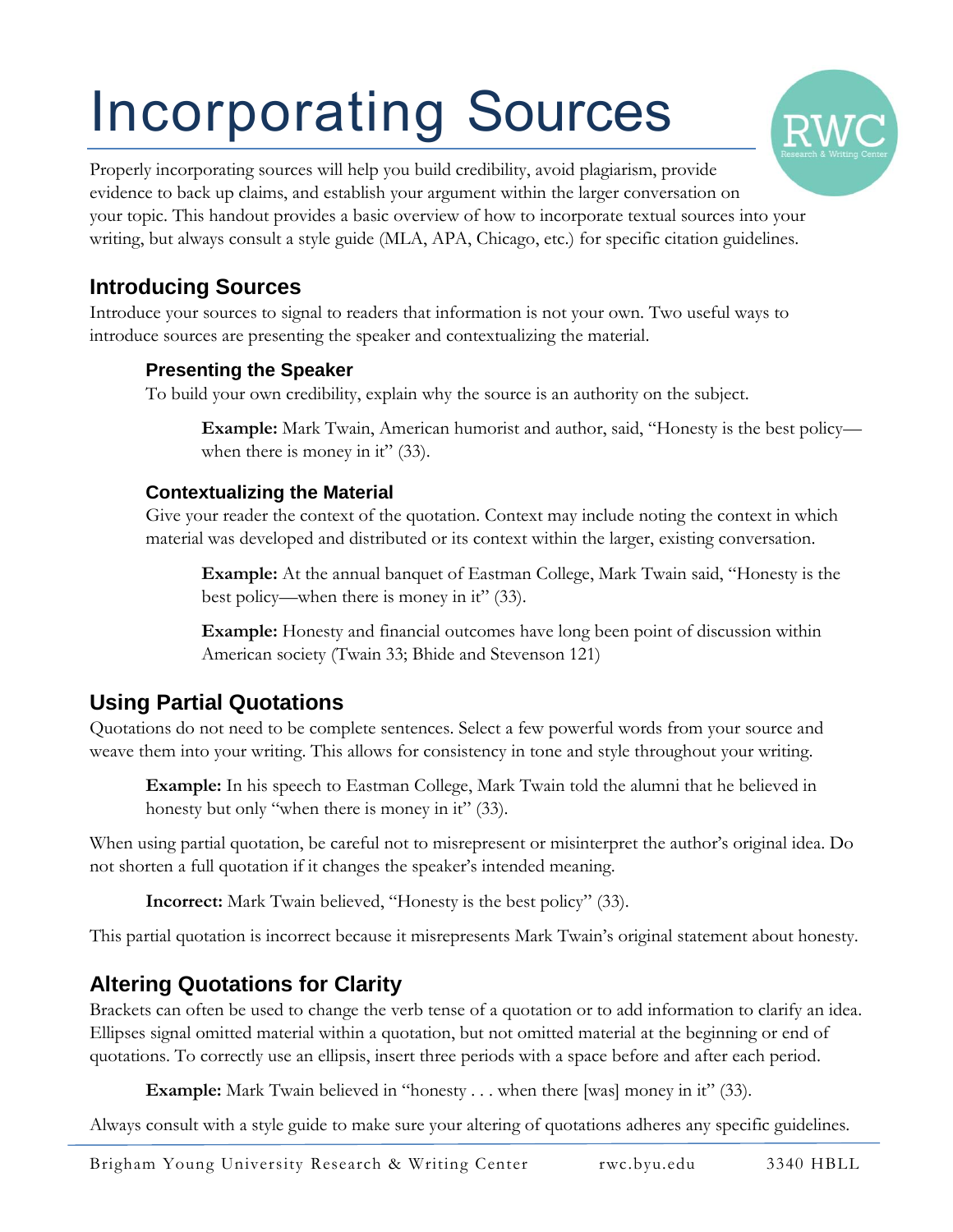# Incorporating Sources

Properly incorporating sources will help you build credibility, avoid plagiarism, provide evidence to back up claims, and establish your argument within the larger conversation on your topic. This handout provides a basic overview of how to incorporate textual sources into your writing, but always consult a style guide (MLA, APA, Chicago, etc.) for specific citation guidelines.

## Introducing Sources

Introduce your sources to signal to readers that information is not your own. Two useful ways to introduce sources are presenting the speaker and contextualizing the material.

### Presenting the Speaker

To build your own credibility, explain why the source is an authority on the subject.

> **Example:** Mark Twain, American humorist and author, said, "Honesty is the best policy—when there is money in it" (33).

### Contextualizing the Material

Give your reader the context of the quotation. Context may include noting the context in which material was developed and distributed or its context within the larger, existing conversation.

> **Example:** At the annual banquet of Eastman College, Mark Twain said, "Honesty is the best policy—when there is money in it" (33).

> **Example:** Honesty and financial outcomes have long been point of discussion within American society (Twain 33; Bhide and Stevenson 121)

## Using Partial Quotations

Quotations do not need to be complete sentences. Select a few powerful words from your source and weave them into your writing. This allows for consistency in tone and style throughout your writing.

> **Example:** In his speech to Eastman College, Mark Twain told the alumni that he believed in honesty but only "when there is money in it" (33).

When using partial quotation, be careful not to misrepresent or misinterpret the author's original idea. Do not shorten a full quotation if it changes the speaker's intended meaning.

> **Incorrect:** Mark Twain believed, "Honesty is the best policy" (33).

This partial quotation is incorrect because it misrepresents Mark Twain's original statement about honesty.

## Altering Quotations for Clarity

Brackets can often be used to change the verb tense of a quotation or to add information to clarify an idea. Ellipses signal omitted material within a quotation, but not omitted material at the beginning or end of quotations. To correctly use an ellipsis, insert three periods with a space before and after each period.

> **Example:** Mark Twain believed in "honesty . . . when there [was] money in it" (33).

Always consult with a style guide to make sure your altering of quotations adheres any specific guidelines.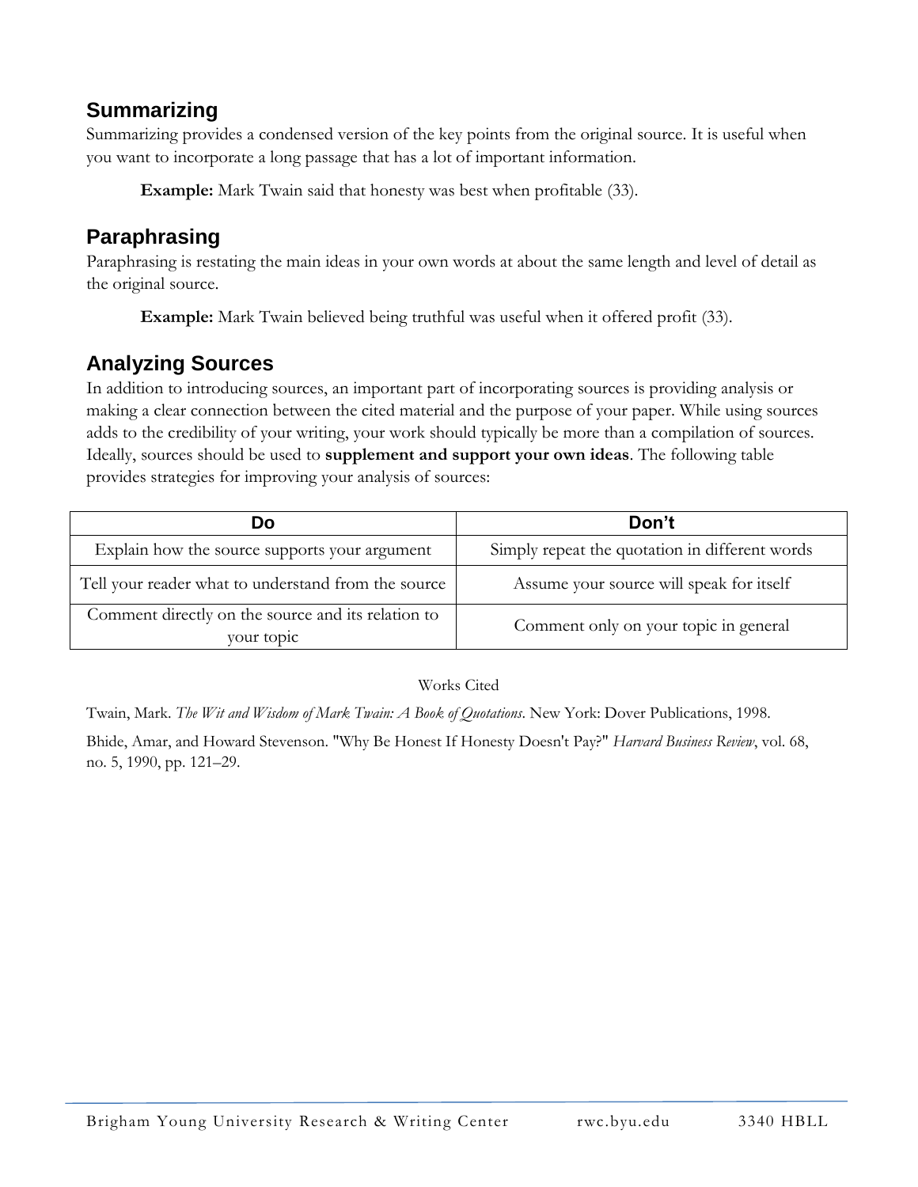## Summarizing

Summarizing provides a condensed version of the key points from the original source. It is useful when you want to incorporate a long passage that has a lot of important information.

**Example:** Mark Twain said that honesty was best when profitable (33).

## Paraphrasing

Paraphrasing is restating the main ideas in your own words at about the same length and level of detail as the original source.

**Example:** Mark Twain believed being truthful was useful when it offered profit (33).

## Analyzing Sources

In addition to introducing sources, an important part of incorporating sources is providing analysis or making a clear connection between the cited material and the purpose of your paper. While using sources adds to the credibility of your writing, your work should typically be more than a compilation of sources. Ideally, sources should be used to **supplement and support your own ideas**. The following table provides strategies for improving your analysis of sources:

| Do | Don't |
| --- | --- |
| Explain how the source supports your argument | Simply repeat the quotation in different words |
| Tell your reader what to understand from the source | Assume your source will speak for itself |
| Comment directly on the source and its relation to your topic | Comment only on your topic in general |

Works Cited

Twain, Mark. *The Wit and Wisdom of Mark Twain: A Book of Quotations*. New York: Dover Publications, 1998.

Bhide, Amar, and Howard Stevenson. "Why Be Honest If Honesty Doesn't Pay?" *Harvard Business Review*, vol. 68, no. 5, 1990, pp. 121–29.